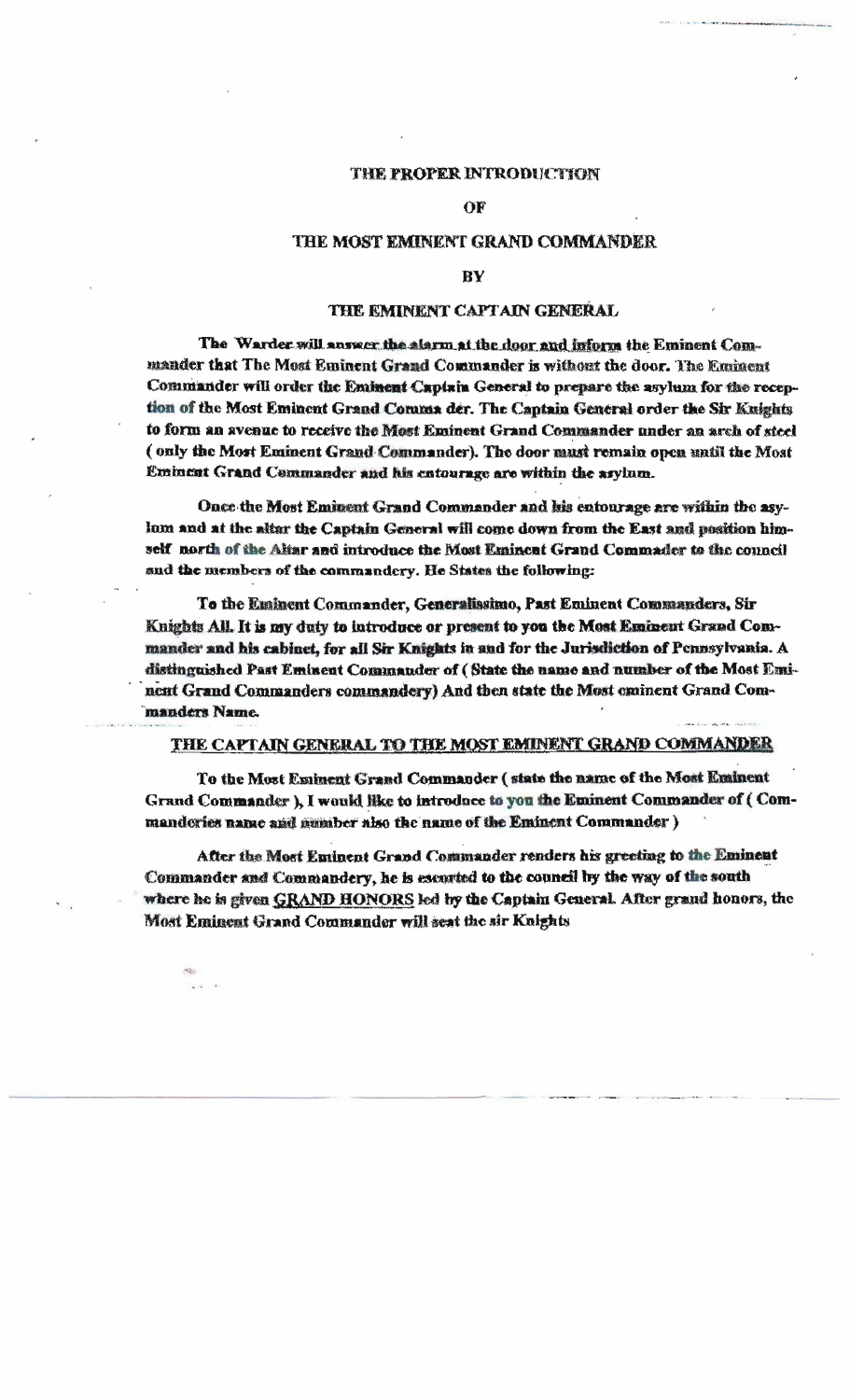# THE PROPER INTRODUCTION

# OF

# THE MOST EMINENT GRAND COMMANDER

# BY

# THE EMINENT CAPTAIN GENERAL

The Warder will answer the alarm at the door and inform the Eminent Commander that The Most Eminent Grand Commander is without the door. The Eminent Commander will order the Eminent Captain General to prepare the asylum for the reception of the Most Eminent Grand Comma der. The Captain General order the Sir Knights to form an avenue to receive the Most Eminent Grand Commander under an arch of steel ( only the Most Eminent Grand Commander). The door must remain open until the Most Eminent Grand Commander and his entourage are within the asylum.

Once the Most Eminent Grand Commander and his entourage are within the asylum and at the altar the Captain General will come down from the East and position himself north of the Altar and introduce the Most Eminent Grand Commader to the council and the members of the commandery. He States the following:

To the Eminent Commander, Generalissimo, Past Eminent Commanders, Sir Knights All. It is my duty to introduce or present to you the Most Eminent Grand Commander and his cabinet, for all Sir Knights in and for the Jurisdiction of Pennsylvania. A distinguished Past Eminent Commander of ( State the name and number of the Most Eminent Grand Commanders commandery) And then state the Most eminent Grand Commanders Name.

## THE CAPTAIN GENERAL TO THE MOST EMINENT GRAND COMMANDER

To the Most Eminent Grand Commander ( state the name of the Most Eminent Grand Commander ), I would like to introduce to you the Eminent Commander of ( Commanderies name and number also the name of the Eminent Commander )

After the Most Eminent Grand Commander renders his greeting to the Eminent Commander and Commandery, he is escorted to the council by the way of the south where he is given GRAND HONORS led by the Captain General. After grand honors, the Most Eminent Grand Commander will seat the sir Knights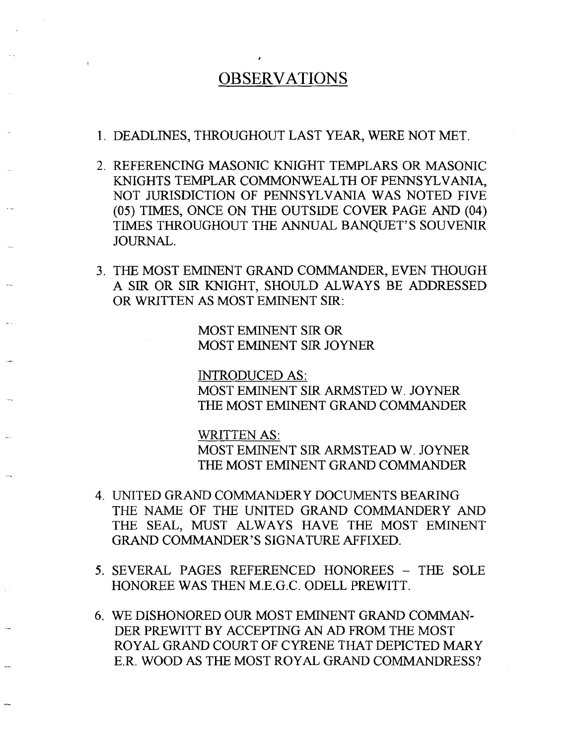# OBSERVATIONS

1. DEADLINES, THROUGHOUT LAST YEAR, WERE NOT MET.

2. REFERENCING MASONIC KNIGHT TEMPLARS OR MASONIC KNIGHTS TEMPLAR COMMONWEALTH OF PENNSYLVANIA, NOT JURISDICTION OF PENNSYLVANIA WAS NOTED FIVE (05) TIMES, ONCE ON THE OUTSIDE COVER PAGE AND (04) TIMES THROUGHOUT THE ANNUAL BANQUET'S SOUVENIR JOURNAL.

3. THE MOST EMINENT GRAND COMMANDER, EVEN THOUGH A SIR OR SIR KNIGHT, SHOULD ALWAYS BE ADDRESSED OR WRITTEN AS MOST EMINENT SIR:

   MOST EMINENT SIR OR
   MOST EMINENT SIR JOYNER

   INTRODUCED AS:
   MOST EMINENT SIR ARMSTED W. JOYNER
   THE MOST EMINENT GRAND COMMANDER

   WRITTEN AS:
   MOST EMINENT SIR ARMSTEAD W. JOYNER
   THE MOST EMINENT GRAND COMMANDER

4. UNITED GRAND COMMANDERY DOCUMENTS BEARING THE NAME OF THE UNITED GRAND COMMANDERY AND THE SEAL, MUST ALWAYS HAVE THE MOST EMINENT GRAND COMMANDER'S SIGNATURE AFFIXED.

5. SEVERAL PAGES REFERENCED HONOREES – THE SOLE HONOREE WAS THEN M.E.G.C. ODELL PREWITT.

6. WE DISHONORED OUR MOST EMINENT GRAND COMMANDER PREWITT BY ACCEPTING AN AD FROM THE MOST ROYAL GRAND COURT OF CYRENE THAT DEPICTED MARY E.R. WOOD AS THE MOST ROYAL GRAND COMMANDRESS?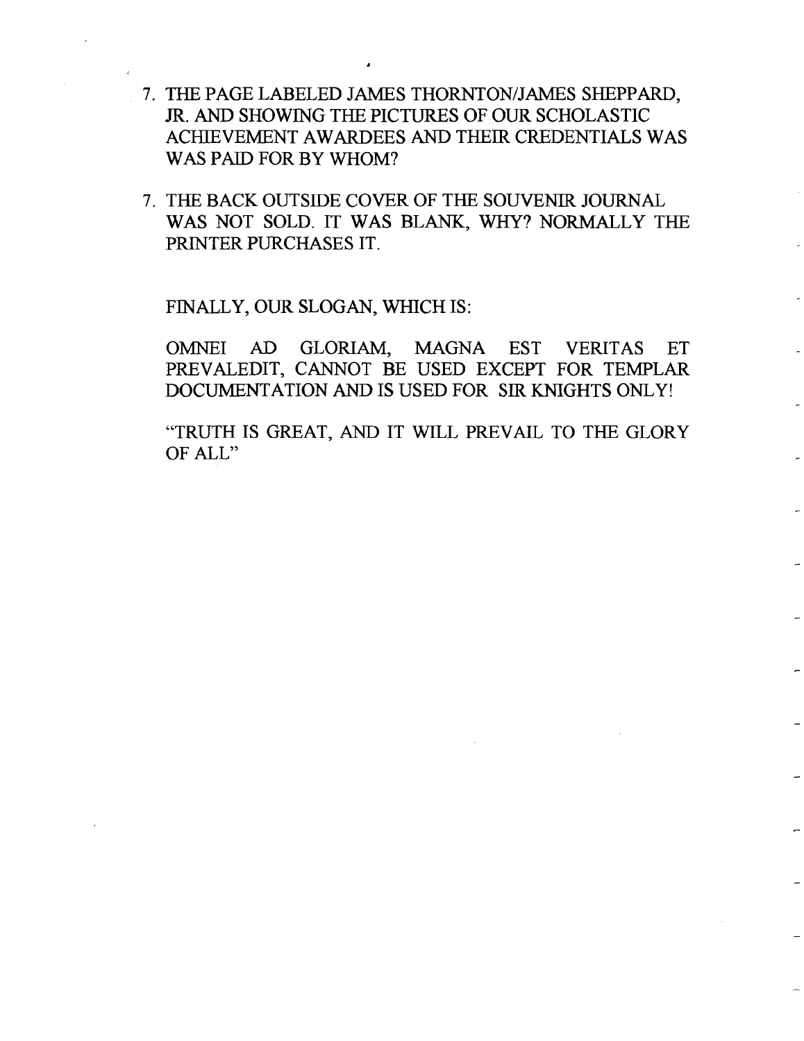7. THE PAGE LABELED JAMES THORNTON/JAMES SHEPPARD, JR. AND SHOWING THE PICTURES OF OUR SCHOLASTIC ACHIEVEMENT AWARDEES AND THEIR CREDENTIALS WAS WAS PAID FOR BY WHOM?

7. THE BACK OUTSIDE COVER OF THE SOUVENIR JOURNAL WAS NOT SOLD. IT WAS BLANK, WHY? NORMALLY THE PRINTER PURCHASES IT.

FINALLY, OUR SLOGAN, WHICH IS:

OMNEI AD GLORIAM, MAGNA EST VERITAS ET PREVALEDIT, CANNOT BE USED EXCEPT FOR TEMPLAR DOCUMENTATION AND IS USED FOR SIR KNIGHTS ONLY!

"TRUTH IS GREAT, AND IT WILL PREVAIL TO THE GLORY OF ALL"